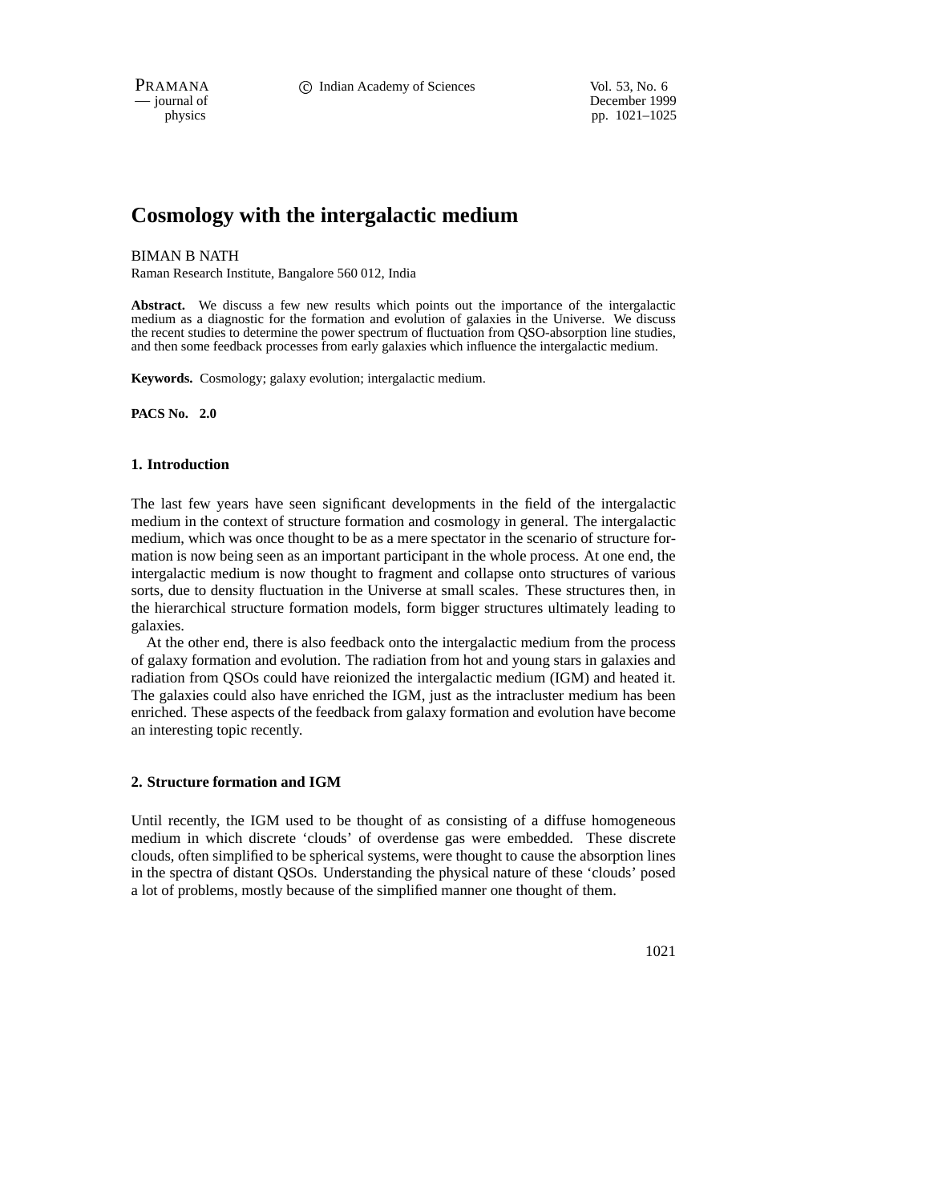# Cosmology with the intergalactic medium

BIMAN B NATH

Raman Research Institute, Bangalore 560 012, India

**Abstract.** We discuss a few new results which points out the importance of the intergalactic medium as a diagnostic for the formation and evolution of galaxies in the Universe. We discuss the recent studies to determine the power spectrum of fluctuation from QSO-absorption line studies, and then some feedback processes from early galaxies which influence the intergalactic medium.

**Keywords.** Cosmology; galaxy evolution; intergalactic medium.

**PACS No. 2.0**

## 1. Introduction

The last few years have seen significant developments in the field of the intergalactic medium in the context of structure formation and cosmology in general. The intergalactic medium, which was once thought to be as a mere spectator in the scenario of structure formation is now being seen as an important participant in the whole process. At one end, the intergalactic medium is now thought to fragment and collapse onto structures of various sorts, due to density fluctuation in the Universe at small scales. These structures then, in the hierarchical structure formation models, form bigger structures ultimately leading to galaxies.

At the other end, there is also feedback onto the intergalactic medium from the process of galaxy formation and evolution. The radiation from hot and young stars in galaxies and radiation from QSOs could have reionized the intergalactic medium (IGM) and heated it. The galaxies could also have enriched the IGM, just as the intracluster medium has been enriched. These aspects of the feedback from galaxy formation and evolution have become an interesting topic recently.

## 2. Structure formation and IGM

Until recently, the IGM used to be thought of as consisting of a diffuse homogeneous medium in which discrete 'clouds' of overdense gas were embedded. These discrete clouds, often simplified to be spherical systems, were thought to cause the absorption lines in the spectra of distant QSOs. Understanding the physical nature of these 'clouds' posed a lot of problems, mostly because of the simplified manner one thought of them.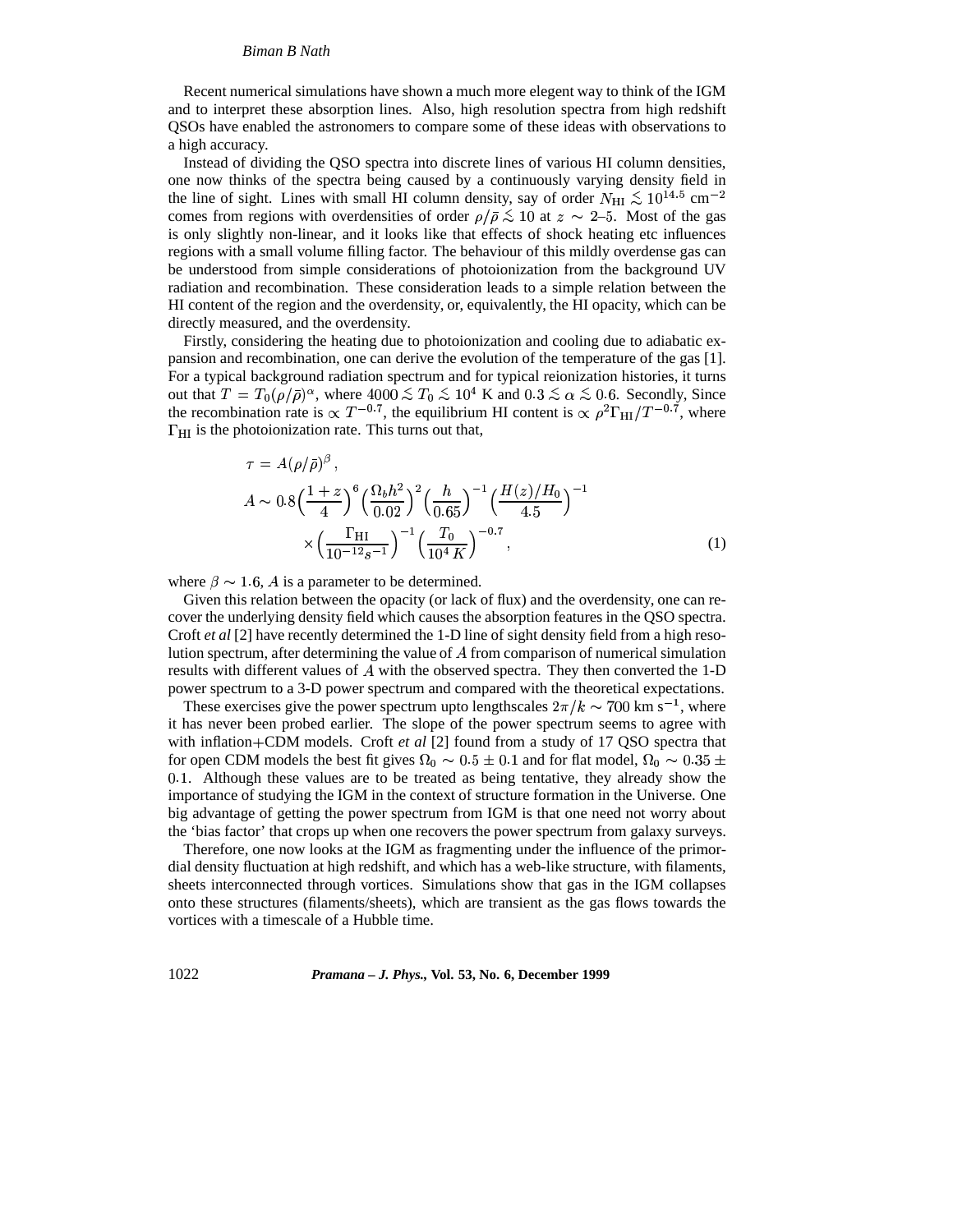Recent numerical simulations have shown a much more elegent way to think of the IGM and to interpret these absorption lines. Also, high resolution spectra from high redshift QSOs have enabled the astronomers to compare some of these ideas with observations to a high accuracy.

Instead of dividing the QSO spectra into discrete lines of various HI column densities, one now thinks of the spectra being caused by a continuously varying density field in the line of sight. Lines with small HI column density, say of order $N_{\rm HI} \lesssim 10^{14.5}$ cm$^{-2}$ comes from regions with overdensities of order $\rho/\bar{\rho} \lesssim 10$ at $z \sim 2$–$5$. Most of the gas is only slightly non-linear, and it looks like that effects of shock heating etc influences regions with a small volume filling factor. The behaviour of this mildly overdense gas can be understood from simple considerations of photoionization from the background UV radiation and recombination. These consideration leads to a simple relation between the HI content of the region and the overdensity, or, equivalently, the HI opacity, which can be directly measured, and the overdensity.

Firstly, considering the heating due to photoionization and cooling due to adiabatic expansion and recombination, one can derive the evolution of the temperature of the gas [1]. For a typical background radiation spectrum and for typical reionization histories, it turns out that $T = T_0(\rho/\bar{\rho})^{\alpha}$, where $4000 \lesssim T_0 \lesssim 10^4$ K and $0{\cdot}3 \lesssim \alpha \lesssim 0{\cdot}6$. Secondly, Since the recombination rate is $\propto T^{-0.7}$, the equilibrium HI content is $\propto \rho^2 \Gamma_{\rm HI}/T^{-0.7}$, where $\Gamma_{\rm HI}$ is the photoionization rate. This turns out that,

$$
\begin{aligned}
\tau &= A(\rho/\bar{\rho})^{\beta}\,, \\
A &\sim 0{\cdot}8\Big(\frac{1+z}{4}\Big)^{6}\Big(\frac{\Omega_b h^2}{0{\cdot}02}\Big)^{2}\Big(\frac{h}{0{\cdot}65}\Big)^{-1}\Big(\frac{H(z)/H_0}{4{\cdot}5}\Big)^{-1} \\
&\quad\times\Big(\frac{\Gamma_{\rm HI}}{10^{-12}s^{-1}}\Big)^{-1}\Big(\frac{T_0}{10^4\,K}\Big)^{-0.7}, 
\end{aligned}
\tag{1}
$$

where $\beta \sim 1{\cdot}6$, $A$ is a parameter to be determined.

Given this relation between the opacity (or lack of flux) and the overdensity, one can recover the underlying density field which causes the absorption features in the QSO spectra. Croft *et al* [2] have recently determined the 1-D line of sight density field from a high resolution spectrum, after determining the value of $A$ from comparison of numerical simulation results with different values of $A$ with the observed spectra. They then converted the 1-D power spectrum to a 3-D power spectrum and compared with the theoretical expectations.

These exercises give the power spectrum upto lengthscales $2\pi/k \sim 700$ km s$^{-1}$, where it has never been probed earlier. The slope of the power spectrum seems to agree with with inflation+CDM models. Croft *et al* [2] found from a study of 17 QSO spectra that for open CDM models the best fit gives $\Omega_0 \sim 0{\cdot}5 \pm 0{\cdot}1$ and for flat model, $\Omega_0 \sim 0{\cdot}35 \pm 0{\cdot}1$. Although these values are to be treated as being tentative, they already show the importance of studying the IGM in the context of structure formation in the Universe. One big advantage of getting the power spectrum from IGM is that one need not worry about the 'bias factor' that crops up when one recovers the power spectrum from galaxy surveys.

Therefore, one now looks at the IGM as fragmenting under the influence of the primordial density fluctuation at high redshift, and which has a web-like structure, with filaments, sheets interconnected through vortices. Simulations show that gas in the IGM collapses onto these structures (filaments/sheets), which are transient as the gas flows towards the vortices with a timescale of a Hubble time.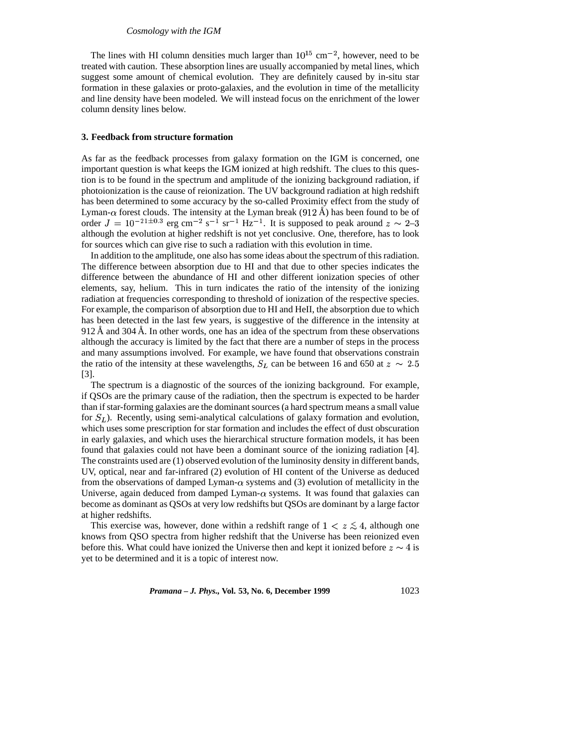The lines with HI column densities much larger than $10^{15}$ $\mathrm{cm}^{-2}$, however, need to be treated with caution. These absorption lines are usually accompanied by metal lines, which suggest some amount of chemical evolution. They are definitely caused by in-situ star formation in these galaxies or proto-galaxies, and the evolution in time of the metallicity and line density have been modeled. We will instead focus on the enrichment of the lower column density lines below.

### 3. Feedback from structure formation

As far as the feedback processes from galaxy formation on the IGM is concerned, one important question is what keeps the IGM ionized at high redshift. The clues to this question is to be found in the spectrum and amplitude of the ionizing background radiation, if photoionization is the cause of reionization. The UV background radiation at high redshift has been determined to some accuracy by the so-called Proximity effect from the study of Lyman-$\alpha$ forest clouds. The intensity at the Lyman break (912 Å) has been found to be of order $J = 10^{-21\pm0.3}$ erg $\mathrm{cm}^{-2}$ $\mathrm{s}^{-1}$ $\mathrm{sr}^{-1}$ $\mathrm{Hz}^{-1}$. It is supposed to peak around $z \sim 2$–$3$ although the evolution at higher redshift is not yet conclusive. One, therefore, has to look for sources which can give rise to such a radiation with this evolution in time.

In addition to the amplitude, one also has some ideas about the spectrum of this radiation. The difference between absorption due to HI and that due to other species indicates the difference between the abundance of HI and other different ionization species of other elements, say, helium. This in turn indicates the ratio of the intensity of the ionizing radiation at frequencies corresponding to threshold of ionization of the respective species. For example, the comparison of absorption due to HI and HeII, the absorption due to which has been detected in the last few years, is suggestive of the difference in the intensity at 912 Å and 304 Å. In other words, one has an idea of the spectrum from these observations although the accuracy is limited by the fact that there are a number of steps in the process and many assumptions involved. For example, we have found that observations constrain the ratio of the intensity at these wavelengths, $S_L$ can be between 16 and 650 at $z \sim 2.5$ [3].

The spectrum is a diagnostic of the sources of the ionizing background. For example, if QSOs are the primary cause of the radiation, then the spectrum is expected to be harder than if star-forming galaxies are the dominant sources (a hard spectrum means a small value for $S_L$). Recently, using semi-analytical calculations of galaxy formation and evolution, which uses some prescription for star formation and includes the effect of dust obscuration in early galaxies, and which uses the hierarchical structure formation models, it has been found that galaxies could not have been a dominant source of the ionizing radiation [4]. The constraints used are (1) observed evolution of the luminosity density in different bands, UV, optical, near and far-infrared (2) evolution of HI content of the Universe as deduced from the observations of damped Lyman-$\alpha$ systems and (3) evolution of metallicity in the Universe, again deduced from damped Lyman-$\alpha$ systems. It was found that galaxies can become as dominant as QSOs at very low redshifts but QSOs are dominant by a large factor at higher redshifts.

This exercise was, however, done within a redshift range of $1 < z \lesssim 4$, although one knows from QSO spectra from higher redshift that the Universe has been reionized even before this. What could have ionized the Universe then and kept it ionized before $z \sim 4$ is yet to be determined and it is a topic of interest now.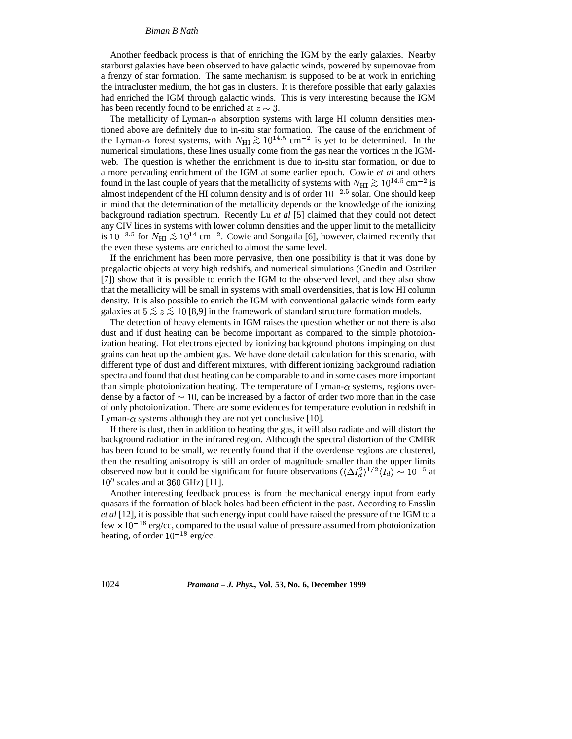Another feedback process is that of enriching the IGM by the early galaxies. Nearby starburst galaxies have been observed to have galactic winds, powered by supernovae from a frenzy of star formation. The same mechanism is supposed to be at work in enriching the intracluster medium, the hot gas in clusters. It is therefore possible that early galaxies had enriched the IGM through galactic winds. This is very interesting because the IGM has been recently found to be enriched at $z \sim 3$.

The metallicity of Lyman-$\alpha$ absorption systems with large HI column densities mentioned above are definitely due to in-situ star formation. The cause of the enrichment of the Lyman-$\alpha$ forest systems, with $N_{\rm HI} \gtrsim 10^{14.5}$ cm$^{-2}$ is yet to be determined. In the numerical simulations, these lines usually come from the gas near the vortices in the IGM-web. The question is whether the enrichment is due to in-situ star formation, or due to a more pervading enrichment of the IGM at some earlier epoch. Cowie *et al* and others found in the last couple of years that the metallicity of systems with $N_{\rm HI} \gtrsim 10^{14.5}$ cm$^{-2}$ is almost independent of the HI column density and is of order $10^{-2.5}$ solar. One should keep in mind that the determination of the metallicity depends on the knowledge of the ionizing background radiation spectrum. Recently Lu *et al* [5] claimed that they could not detect any CIV lines in systems with lower column densities and the upper limit to the metallicity is $10^{-3.5}$ for $N_{\rm HI} \lesssim 10^{14}$ cm$^{-2}$. Cowie and Songaila [6], however, claimed recently that the even these systems are enriched to almost the same level.

If the enrichment has been more pervasive, then one possibility is that it was done by pregalactic objects at very high redshifs, and numerical simulations (Gnedin and Ostriker [7]) show that it is possible to enrich the IGM to the observed level, and they also show that the metallicity will be small in systems with small overdensities, that is low HI column density. It is also possible to enrich the IGM with conventional galactic winds form early galaxies at $5 \lesssim z \lesssim 10$ [8,9] in the framework of standard structure formation models.

The detection of heavy elements in IGM raises the question whether or not there is also dust and if dust heating can be become important as compared to the simple photoionization heating. Hot electrons ejected by ionizing background photons impinging on dust grains can heat up the ambient gas. We have done detail calculation for this scenario, with different type of dust and different mixtures, with different ionizing background radiation spectra and found that dust heating can be comparable to and in some cases more important than simple photoionization heating. The temperature of Lyman-$\alpha$ systems, regions overdense by a factor of $\sim 10$, can be increased by a factor of order two more than in the case of only photoionization. There are some evidences for temperature evolution in redshift in Lyman-$\alpha$ systems although they are not yet conclusive [10].

If there is dust, then in addition to heating the gas, it will also radiate and will distort the background radiation in the infrared region. Although the spectral distortion of the CMBR has been found to be small, we recently found that if the overdense regions are clustered, then the resulting anisotropy is still an order of magnitude smaller than the upper limits observed now but it could be significant for future observations ($\langle \Delta I_d^2 \rangle^{1/2} \langle I_d \rangle \sim 10^{-5}$ at $10''$ scales and at $360$ GHz) [11].

Another interesting feedback process is from the mechanical energy input from early quasars if the formation of black holes had been efficient in the past. According to Ensslin *et al* [12], it is possible that such energy input could have raised the pressure of the IGM to a few $\times 10^{-16}$ erg/cc, compared to the usual value of pressure assumed from photoionization heating, of order $10^{-18}$ erg/cc.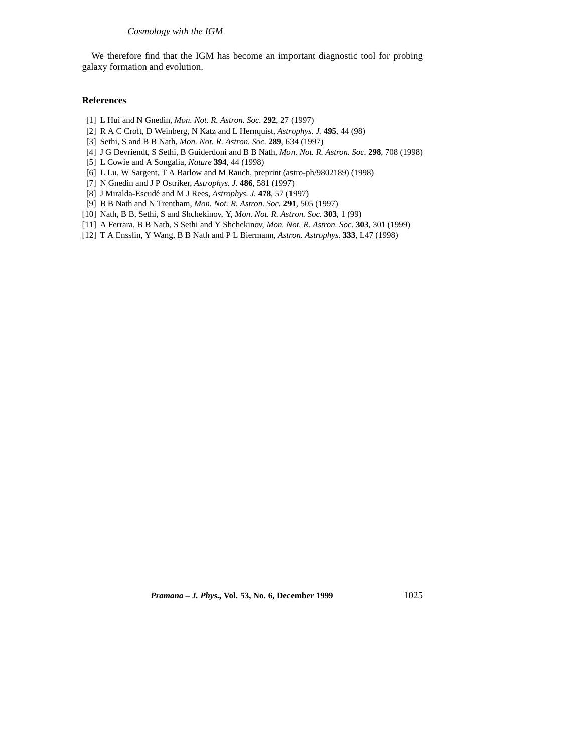We therefore find that the IGM has become an important diagnostic tool for probing galaxy formation and evolution.

## References

[1] L Hui and N Gnedin, *Mon. Not. R. Astron. Soc.* **292**, 27 (1997)
[2] R A C Croft, D Weinberg, N Katz and L Hernquist, *Astrophys. J.* **495**, 44 (98)
[3] Sethi, S and B B Nath, *Mon. Not. R. Astron. Soc*. **289**, 634 (1997)
[4] J G Devriendt, S Sethi, B Guiderdoni and B B Nath, *Mon. Not. R. Astron. Soc.* **298**, 708 (1998)
[5] L Cowie and A Songalia, *Nature* **394**, 44 (1998)
[6] L Lu, W Sargent, T A Barlow and M Rauch, preprint (astro-ph/9802189) (1998)
[7] N Gnedin and J P Ostriker, *Astrophys. J.* **486**, 581 (1997)
[8] J Miralda-Escudé and M J Rees, *Astrophys. J.* **478**, 57 (1997)
[9] B B Nath and N Trentham, *Mon. Not. R. Astron. Soc.* **291**, 505 (1997)
[10] Nath, B B, Sethi, S and Shchekinov, Y, *Mon. Not. R. Astron. Soc.* **303**, 1 (99)
[11] A Ferrara, B B Nath, S Sethi and Y Shchekinov, *Mon. Not. R. Astron. Soc.* **303**, 301 (1999)
[12] T A Ensslin, Y Wang, B B Nath and P L Biermann, *Astron. Astrophys.* **333**, L47 (1998)